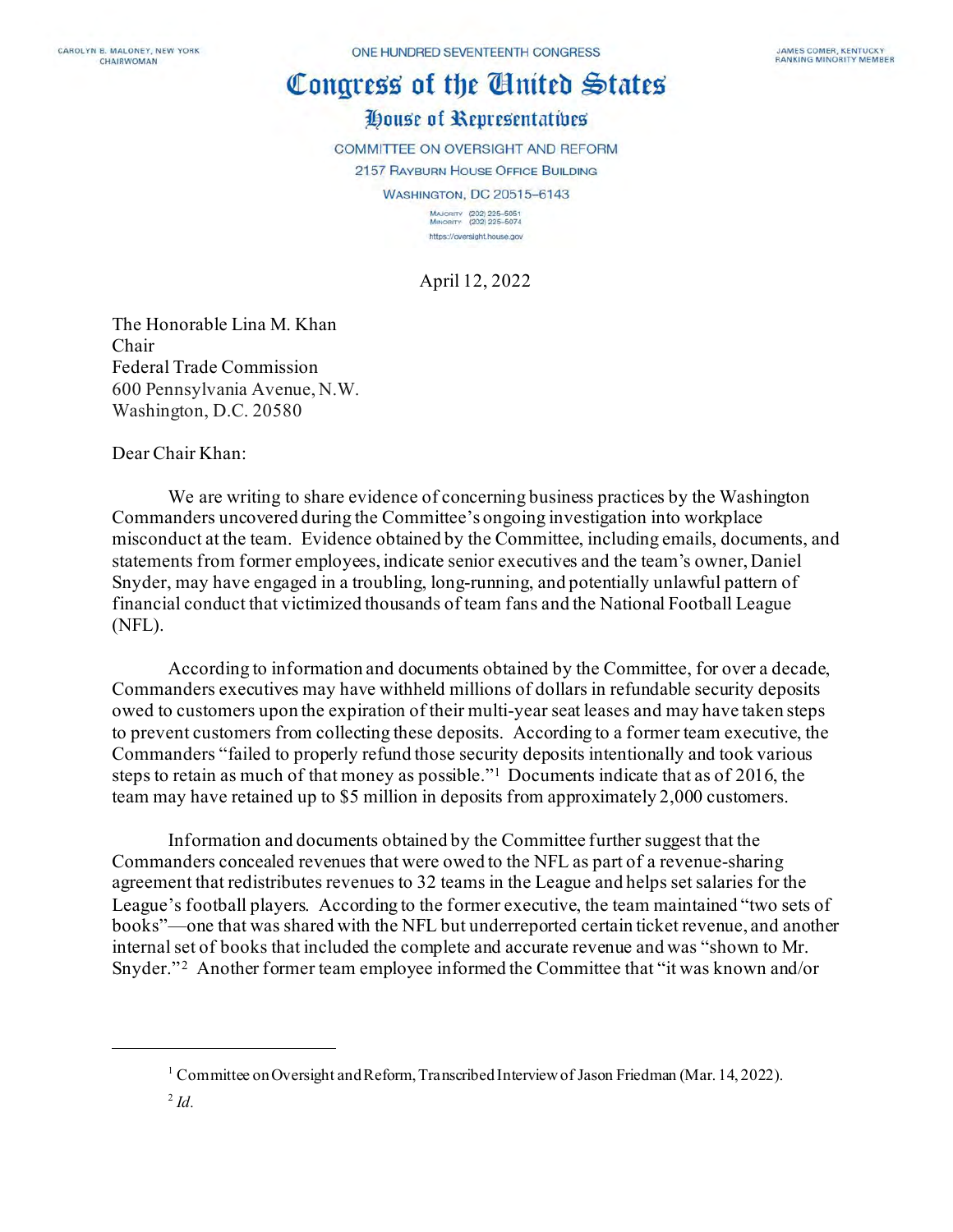CAROLYN B. MALONEY, NEW YORK
CHAIRWOMAN

ONE HUNDRED SEVENTEENTH CONGRESS

JAMES COMER, KENTUCKY
RANKING MINORITY MEMBER

# Congress of the United States

## House of Representatives

COMMITTEE ON OVERSIGHT AND REFORM
2157 RAYBURN HOUSE OFFICE BUILDING
WASHINGTON, DC 20515–6143

MAJORITY (202) 225-5051
MINORITY (202) 225-5074
https://oversight.house.gov

April 12, 2022

The Honorable Lina M. Khan
Chair
Federal Trade Commission
600 Pennsylvania Avenue, N.W.
Washington, D.C. 20580

Dear Chair Khan:

We are writing to share evidence of concerning business practices by the Washington Commanders uncovered during the Committee's ongoing investigation into workplace misconduct at the team. Evidence obtained by the Committee, including emails, documents, and statements from former employees, indicate senior executives and the team's owner, Daniel Snyder, may have engaged in a troubling, long-running, and potentially unlawful pattern of financial conduct that victimized thousands of team fans and the National Football League (NFL).

According to information and documents obtained by the Committee, for over a decade, Commanders executives may have withheld millions of dollars in refundable security deposits owed to customers upon the expiration of their multi-year seat leases and may have taken steps to prevent customers from collecting these deposits. According to a former team executive, the Commanders "failed to properly refund those security deposits intentionally and took various steps to retain as much of that money as possible."[1] Documents indicate that as of 2016, the team may have retained up to $5 million in deposits from approximately 2,000 customers.

Information and documents obtained by the Committee further suggest that the Commanders concealed revenues that were owed to the NFL as part of a revenue-sharing agreement that redistributes revenues to 32 teams in the League and helps set salaries for the League's football players. According to the former executive, the team maintained "two sets of books"—one that was shared with the NFL but underreported certain ticket revenue, and another internal set of books that included the complete and accurate revenue and was "shown to Mr. Snyder."[2] Another former team employee informed the Committee that "it was known and/or

[1] Committee on Oversight and Reform, Transcribed Interview of Jason Friedman (Mar. 14, 2022).

[2] *Id.*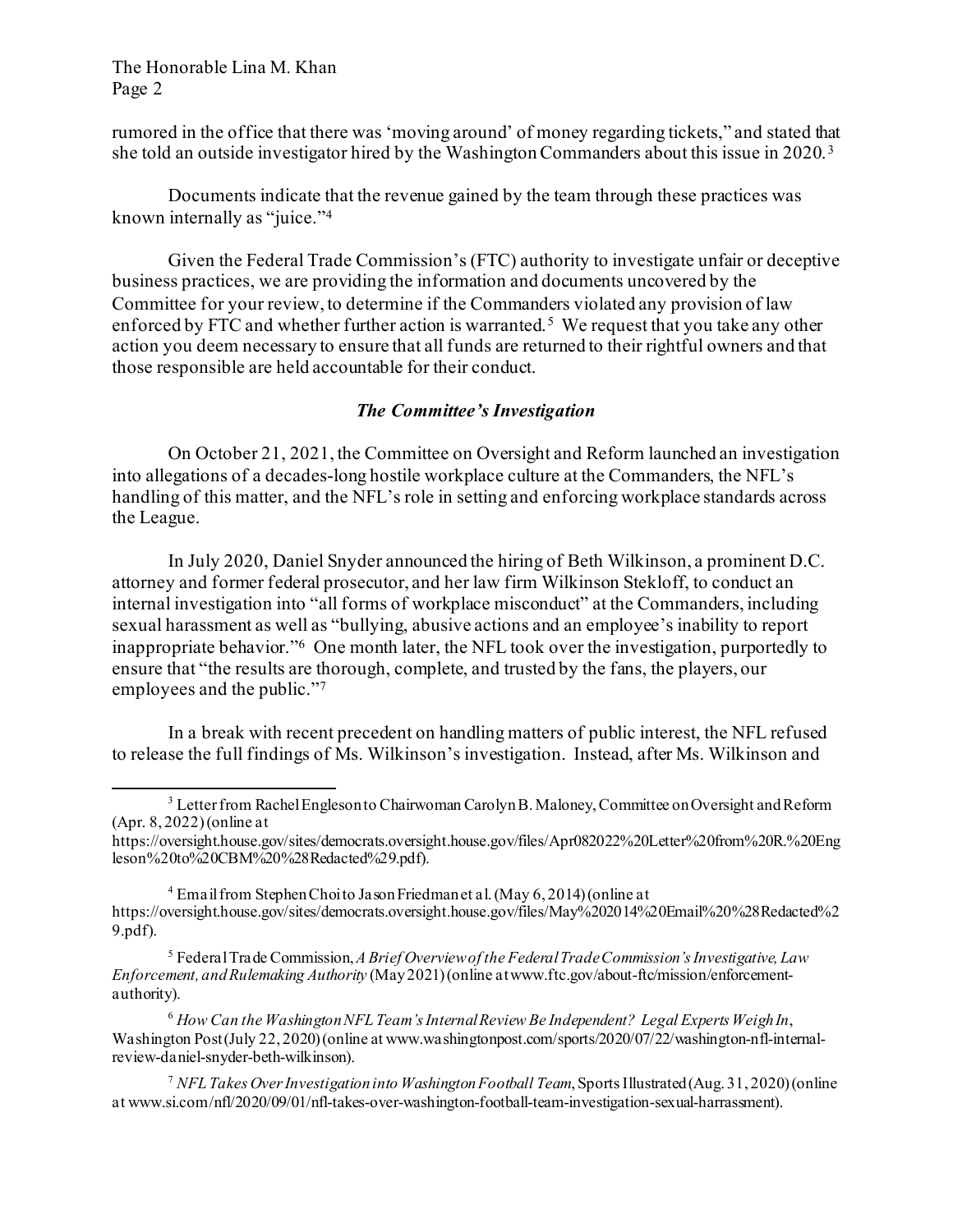rumored in the office that there was 'moving around' of money regarding tickets," and stated that she told an outside investigator hired by the Washington Commanders about this issue in 2020.[3]

Documents indicate that the revenue gained by the team through these practices was known internally as "juice."[4]

Given the Federal Trade Commission's (FTC) authority to investigate unfair or deceptive business practices, we are providing the information and documents uncovered by the Committee for your review, to determine if the Commanders violated any provision of law enforced by FTC and whether further action is warranted.[5] We request that you take any other action you deem necessary to ensure that all funds are returned to their rightful owners and that those responsible are held accountable for their conduct.

### *The Committee's Investigation*

On October 21, 2021, the Committee on Oversight and Reform launched an investigation into allegations of a decades-long hostile workplace culture at the Commanders, the NFL's handling of this matter, and the NFL's role in setting and enforcing workplace standards across the League.

In July 2020, Daniel Snyder announced the hiring of Beth Wilkinson, a prominent D.C. attorney and former federal prosecutor, and her law firm Wilkinson Stekloff, to conduct an internal investigation into "all forms of workplace misconduct" at the Commanders, including sexual harassment as well as "bullying, abusive actions and an employee's inability to report inappropriate behavior."[6] One month later, the NFL took over the investigation, purportedly to ensure that "the results are thorough, complete, and trusted by the fans, the players, our employees and the public."[7]

In a break with recent precedent on handling matters of public interest, the NFL refused to release the full findings of Ms. Wilkinson's investigation. Instead, after Ms. Wilkinson and

---

[3] Letter from Rachel Engleson to Chairwoman Carolyn B. Maloney, Committee on Oversight and Reform (Apr. 8, 2022) (online at https://oversight.house.gov/sites/democrats.oversight.house.gov/files/Apr082022%20Letter%20from%20R.%20Engleson%20to%20CBM%20%28Redacted%29.pdf).

[4] Email from Stephen Choi to Jason Friedman et al. (May 6, 2014) (online at https://oversight.house.gov/sites/democrats.oversight.house.gov/files/May%202014%20Email%20%28Redacted%29.pdf).

[5] Federal Trade Commission, *A Brief Overview of the Federal Trade Commission's Investigative, Law Enforcement, and Rulemaking Authority* (May 2021) (online at www.ftc.gov/about-ftc/mission/enforcement-authority).

[6] *How Can the Washington NFL Team's Internal Review Be Independent? Legal Experts Weigh In*, Washington Post (July 22, 2020) (online at www.washingtonpost.com/sports/2020/07/22/washington-nfl-internal-review-daniel-snyder-beth-wilkinson).

[7] *NFL Takes Over Investigation into Washington Football Team*, Sports Illustrated (Aug. 31, 2020) (online at www.si.com/nfl/2020/09/01/nfl-takes-over-washington-football-team-investigation-sexual-harrassment).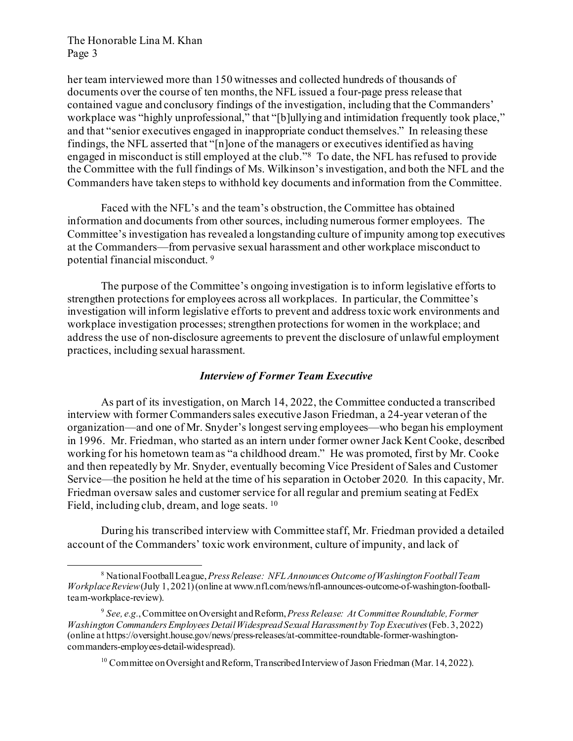her team interviewed more than 150 witnesses and collected hundreds of thousands of documents over the course of ten months, the NFL issued a four-page press release that contained vague and conclusory findings of the investigation, including that the Commanders' workplace was "highly unprofessional," that "[b]ullying and intimidation frequently took place," and that "senior executives engaged in inappropriate conduct themselves." In releasing these findings, the NFL asserted that "[n]one of the managers or executives identified as having engaged in misconduct is still employed at the club."[8] To date, the NFL has refused to provide the Committee with the full findings of Ms. Wilkinson's investigation, and both the NFL and the Commanders have taken steps to withhold key documents and information from the Committee.

Faced with the NFL's and the team's obstruction, the Committee has obtained information and documents from other sources, including numerous former employees. The Committee's investigation has revealed a longstanding culture of impunity among top executives at the Commanders—from pervasive sexual harassment and other workplace misconduct to potential financial misconduct.[9]

The purpose of the Committee's ongoing investigation is to inform legislative efforts to strengthen protections for employees across all workplaces. In particular, the Committee's investigation will inform legislative efforts to prevent and address toxic work environments and workplace investigation processes; strengthen protections for women in the workplace; and address the use of non-disclosure agreements to prevent the disclosure of unlawful employment practices, including sexual harassment.

### *Interview of Former Team Executive*

As part of its investigation, on March 14, 2022, the Committee conducted a transcribed interview with former Commanders sales executive Jason Friedman, a 24-year veteran of the organization—and one of Mr. Snyder's longest serving employees—who began his employment in 1996. Mr. Friedman, who started as an intern under former owner Jack Kent Cooke, described working for his hometown team as "a childhood dream." He was promoted, first by Mr. Cooke and then repeatedly by Mr. Snyder, eventually becoming Vice President of Sales and Customer Service—the position he held at the time of his separation in October 2020. In this capacity, Mr. Friedman oversaw sales and customer service for all regular and premium seating at FedEx Field, including club, dream, and loge seats.[10]

During his transcribed interview with Committee staff, Mr. Friedman provided a detailed account of the Commanders' toxic work environment, culture of impunity, and lack of

---

[8] National Football League, *Press Release: NFL Announces Outcome of Washington Football Team Workplace Review* (July 1, 2021) (online at www.nfl.com/news/nfl-announces-outcome-of-washington-football-team-workplace-review).

[9] *See, e.g.*, Committee on Oversight and Reform, *Press Release: At Committee Roundtable, Former Washington Commanders Employees Detail Widespread Sexual Harassment by Top Executives* (Feb. 3, 2022) (online at https://oversight.house.gov/news/press-releases/at-committee-roundtable-former-washington-commanders-employees-detail-widespread).

[10] Committee on Oversight and Reform, Transcribed Interview of Jason Friedman (Mar. 14, 2022).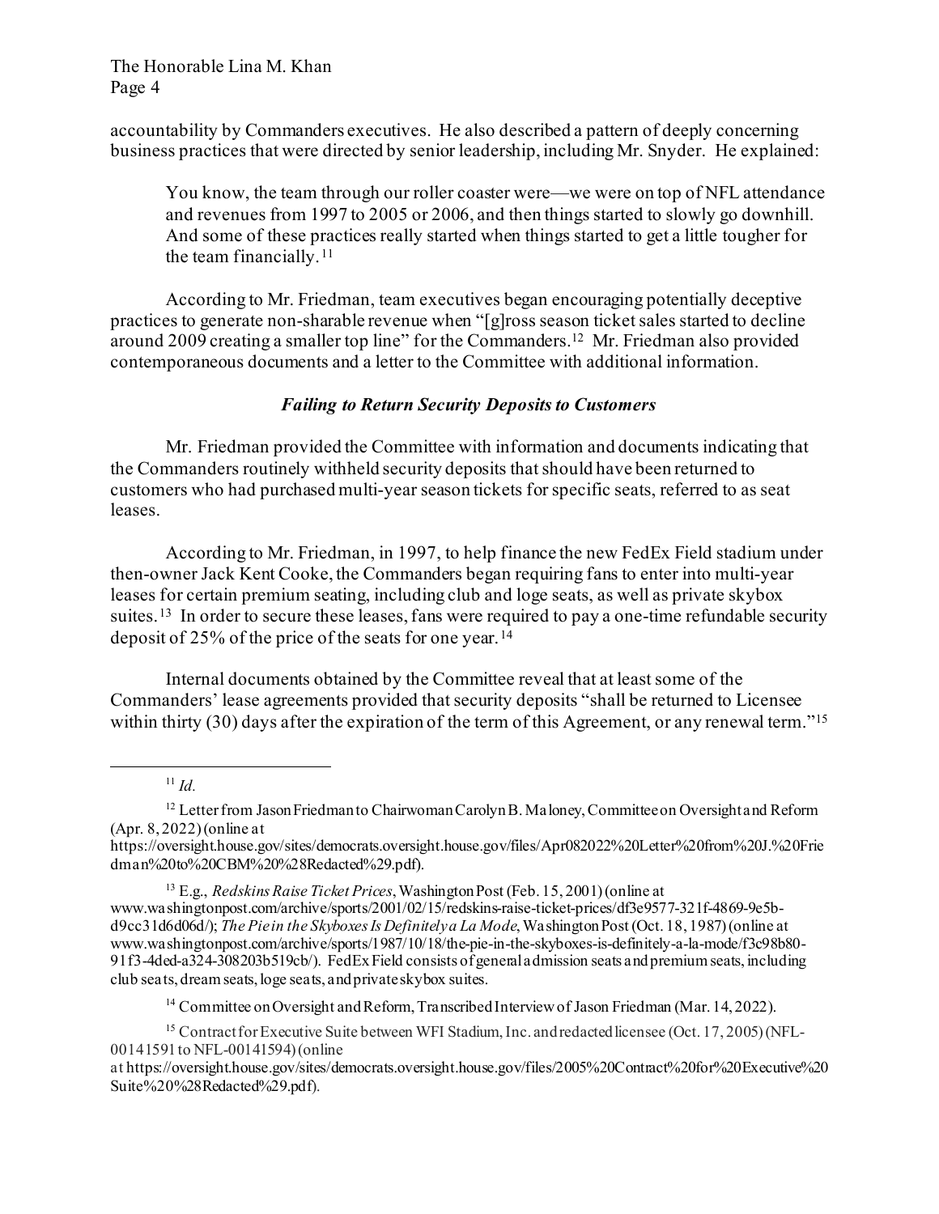accountability by Commanders executives. He also described a pattern of deeply concerning business practices that were directed by senior leadership, including Mr. Snyder. He explained:

> You know, the team through our roller coaster were—we were on top of NFL attendance and revenues from 1997 to 2005 or 2006, and then things started to slowly go downhill. And some of these practices really started when things started to get a little tougher for the team financially.[11]

According to Mr. Friedman, team executives began encouraging potentially deceptive practices to generate non-sharable revenue when "[g]ross season ticket sales started to decline around 2009 creating a smaller top line" for the Commanders.[12] Mr. Friedman also provided contemporaneous documents and a letter to the Committee with additional information.

### *Failing to Return Security Deposits to Customers*

Mr. Friedman provided the Committee with information and documents indicating that the Commanders routinely withheld security deposits that should have been returned to customers who had purchased multi-year season tickets for specific seats, referred to as seat leases.

According to Mr. Friedman, in 1997, to help finance the new FedEx Field stadium under then-owner Jack Kent Cooke, the Commanders began requiring fans to enter into multi-year leases for certain premium seating, including club and loge seats, as well as private skybox suites.[13] In order to secure these leases, fans were required to pay a one-time refundable security deposit of 25% of the price of the seats for one year.[14]

Internal documents obtained by the Committee reveal that at least some of the Commanders' lease agreements provided that security deposits "shall be returned to Licensee within thirty (30) days after the expiration of the term of this Agreement, or any renewal term."[15]

---

[11] *Id.*

[12] Letter from Jason Friedman to Chairwoman Carolyn B. Maloney, Committee on Oversight and Reform (Apr. 8, 2022) (online at https://oversight.house.gov/sites/democrats.oversight.house.gov/files/Apr082022%20Letter%20from%20J.%20Friedman%20to%20CBM%20%28Redacted%29.pdf).

[13] E.g., *Redskins Raise Ticket Prices*, Washington Post (Feb. 15, 2001) (online at www.washingtonpost.com/archive/sports/2001/02/15/redskins-raise-ticket-prices/df3e9577-321f-4869-9e5b-d9cc31d6d06d/); *The Pie in the Skyboxes Is Definitely a La Mode*, Washington Post (Oct. 18, 1987) (online at www.washingtonpost.com/archive/sports/1987/10/18/the-pie-in-the-skyboxes-is-definitely-a-la-mode/f3c98b80-91f3-4ded-a324-308203b519cb/). FedEx Field consists of general admission seats and premium seats, including club seats, dream seats, loge seats, and private skybox suites.

[14] Committee on Oversight and Reform, Transcribed Interview of Jason Friedman (Mar. 14, 2022).

[15] Contract for Executive Suite between WFI Stadium, Inc. and redacted licensee (Oct. 17, 2005) (NFL-00141591 to NFL-00141594) (online at https://oversight.house.gov/sites/democrats.oversight.house.gov/files/2005%20Contract%20for%20Executive%20Suite%20%28Redacted%29.pdf).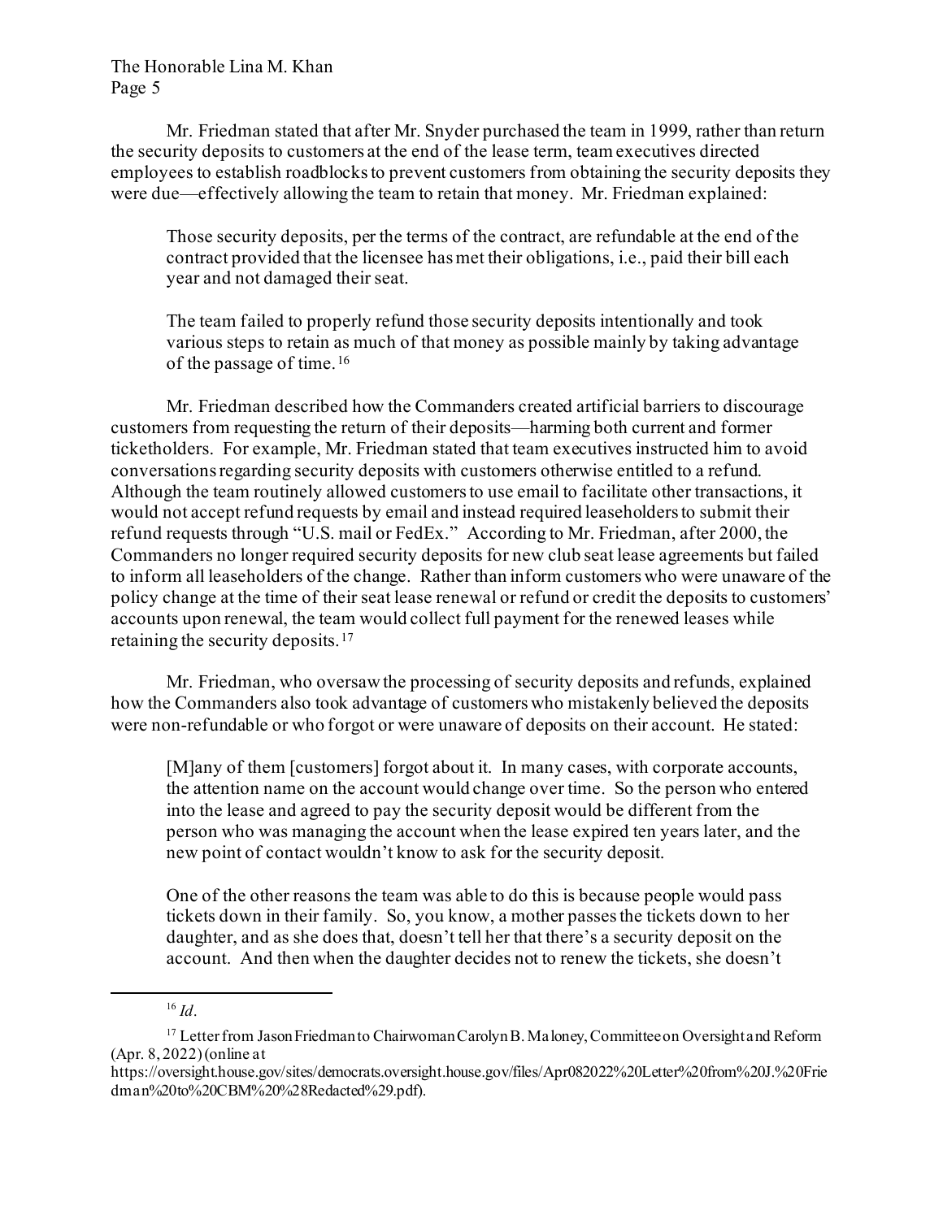Mr. Friedman stated that after Mr. Snyder purchased the team in 1999, rather than return the security deposits to customers at the end of the lease term, team executives directed employees to establish roadblocks to prevent customers from obtaining the security deposits they were due—effectively allowing the team to retain that money. Mr. Friedman explained:

> Those security deposits, per the terms of the contract, are refundable at the end of the contract provided that the licensee has met their obligations, i.e., paid their bill each year and not damaged their seat.
>
> The team failed to properly refund those security deposits intentionally and took various steps to retain as much of that money as possible mainly by taking advantage of the passage of time.[16]

Mr. Friedman described how the Commanders created artificial barriers to discourage customers from requesting the return of their deposits—harming both current and former ticketholders. For example, Mr. Friedman stated that team executives instructed him to avoid conversations regarding security deposits with customers otherwise entitled to a refund. Although the team routinely allowed customers to use email to facilitate other transactions, it would not accept refund requests by email and instead required leaseholders to submit their refund requests through "U.S. mail or FedEx." According to Mr. Friedman, after 2000, the Commanders no longer required security deposits for new club seat lease agreements but failed to inform all leaseholders of the change. Rather than inform customers who were unaware of the policy change at the time of their seat lease renewal or refund or credit the deposits to customers' accounts upon renewal, the team would collect full payment for the renewed leases while retaining the security deposits.[17]

Mr. Friedman, who oversaw the processing of security deposits and refunds, explained how the Commanders also took advantage of customers who mistakenly believed the deposits were non-refundable or who forgot or were unaware of deposits on their account. He stated:

> [M]any of them [customers] forgot about it. In many cases, with corporate accounts, the attention name on the account would change over time. So the person who entered into the lease and agreed to pay the security deposit would be different from the person who was managing the account when the lease expired ten years later, and the new point of contact wouldn't know to ask for the security deposit.
>
> One of the other reasons the team was able to do this is because people would pass tickets down in their family. So, you know, a mother passes the tickets down to her daughter, and as she does that, doesn't tell her that there's a security deposit on the account. And then when the daughter decides not to renew the tickets, she doesn't

---

[16] *Id*.

[17] Letter from Jason Friedman to Chairwoman Carolyn B. Maloney, Committee on Oversight and Reform (Apr. 8, 2022) (online at https://oversight.house.gov/sites/democrats.oversight.house.gov/files/Apr082022%20Letter%20from%20J.%20Friedman%20to%20CBM%20%28Redacted%29.pdf).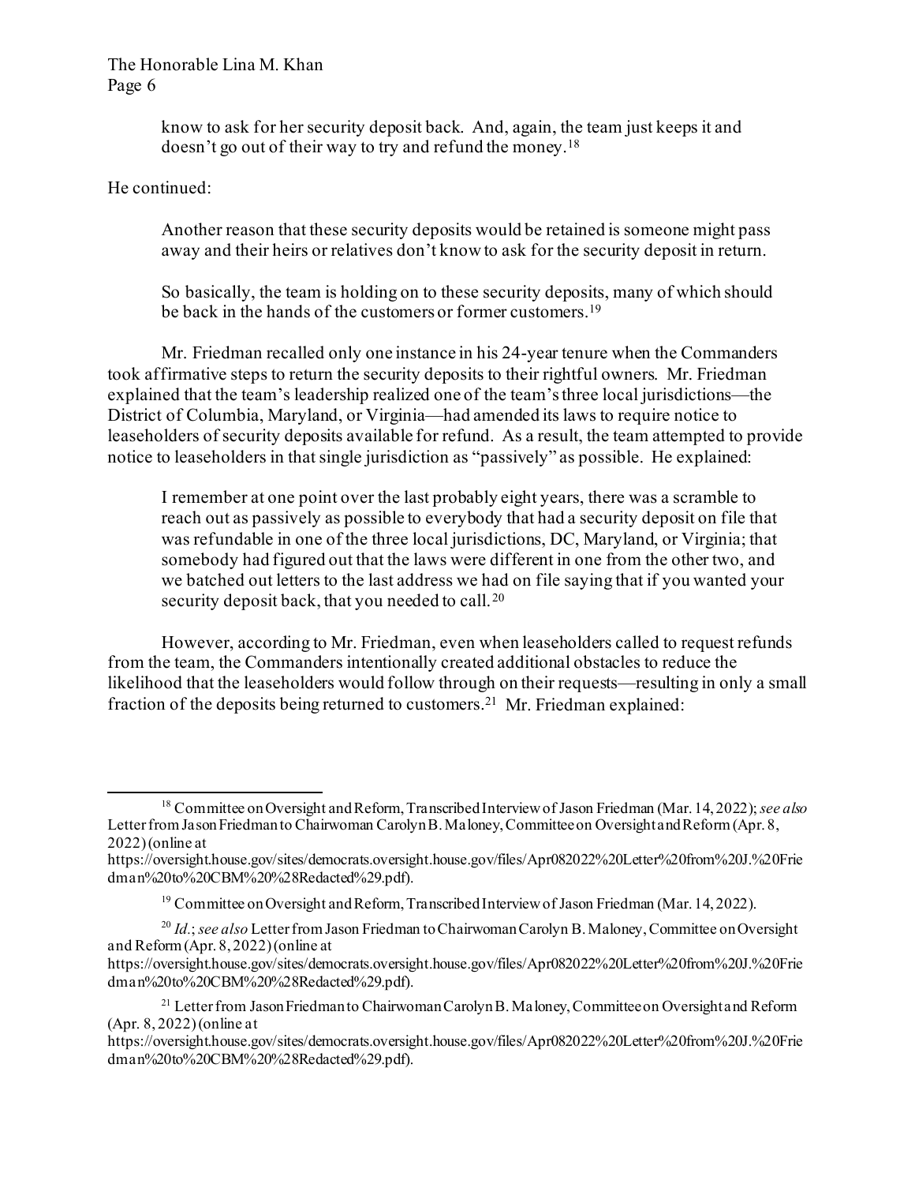> know to ask for her security deposit back. And, again, the team just keeps it and doesn't go out of their way to try and refund the money.[18]

He continued:

> Another reason that these security deposits would be retained is someone might pass away and their heirs or relatives don't know to ask for the security deposit in return.
>
> So basically, the team is holding on to these security deposits, many of which should be back in the hands of the customers or former customers.[19]

Mr. Friedman recalled only one instance in his 24-year tenure when the Commanders took affirmative steps to return the security deposits to their rightful owners. Mr. Friedman explained that the team's leadership realized one of the team's three local jurisdictions—the District of Columbia, Maryland, or Virginia—had amended its laws to require notice to leaseholders of security deposits available for refund. As a result, the team attempted to provide notice to leaseholders in that single jurisdiction as "passively" as possible. He explained:

> I remember at one point over the last probably eight years, there was a scramble to reach out as passively as possible to everybody that had a security deposit on file that was refundable in one of the three local jurisdictions, DC, Maryland, or Virginia; that somebody had figured out that the laws were different in one from the other two, and we batched out letters to the last address we had on file saying that if you wanted your security deposit back, that you needed to call.[20]

However, according to Mr. Friedman, even when leaseholders called to request refunds from the team, the Commanders intentionally created additional obstacles to reduce the likelihood that the leaseholders would follow through on their requests—resulting in only a small fraction of the deposits being returned to customers.[21] Mr. Friedman explained:

---

[18] Committee on Oversight and Reform, Transcribed Interview of Jason Friedman (Mar. 14, 2022); *see also* Letter from Jason Friedman to Chairwoman Carolyn B. Maloney, Committee on Oversight and Reform (Apr. 8, 2022) (online at https://oversight.house.gov/sites/democrats.oversight.house.gov/files/Apr082022%20Letter%20from%20J.%20Friedman%20to%20CBM%20%28Redacted%29.pdf).

[19] Committee on Oversight and Reform, Transcribed Interview of Jason Friedman (Mar. 14, 2022).

[20] *Id.*; *see also* Letter from Jason Friedman to Chairwoman Carolyn B. Maloney, Committee on Oversight and Reform (Apr. 8, 2022) (online at https://oversight.house.gov/sites/democrats.oversight.house.gov/files/Apr082022%20Letter%20from%20J.%20Friedman%20to%20CBM%20%28Redacted%29.pdf).

[21] Letter from Jason Friedman to Chairwoman Carolyn B. Maloney, Committee on Oversight and Reform (Apr. 8, 2022) (online at https://oversight.house.gov/sites/democrats.oversight.house.gov/files/Apr082022%20Letter%20from%20J.%20Friedman%20to%20CBM%20%28Redacted%29.pdf).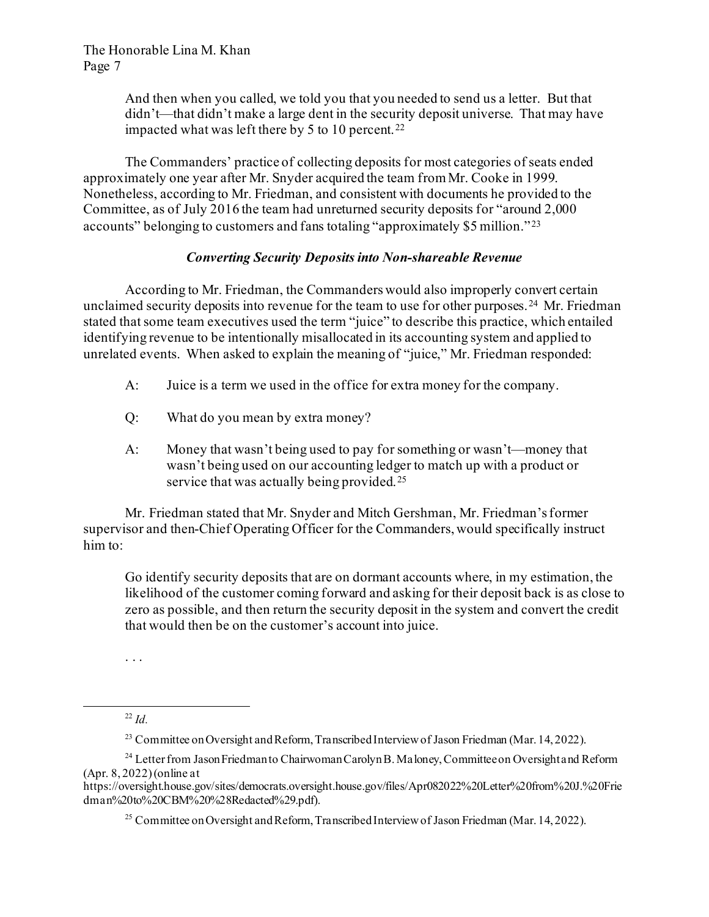> And then when you called, we told you that you needed to send us a letter. But that didn't—that didn't make a large dent in the security deposit universe. That may have impacted what was left there by 5 to 10 percent.[22]

The Commanders' practice of collecting deposits for most categories of seats ended approximately one year after Mr. Snyder acquired the team from Mr. Cooke in 1999. Nonetheless, according to Mr. Friedman, and consistent with documents he provided to the Committee, as of July 2016 the team had unreturned security deposits for "around 2,000 accounts" belonging to customers and fans totaling "approximately $5 million."[23]

***Converting Security Deposits into Non-shareable Revenue***

According to Mr. Friedman, the Commanders would also improperly convert certain unclaimed security deposits into revenue for the team to use for other purposes.[24] Mr. Friedman stated that some team executives used the term "juice" to describe this practice, which entailed identifying revenue to be intentionally misallocated in its accounting system and applied to unrelated events. When asked to explain the meaning of "juice," Mr. Friedman responded:

> A: Juice is a term we used in the office for extra money for the company.
>
> Q: What do you mean by extra money?
>
> A: Money that wasn't being used to pay for something or wasn't—money that wasn't being used on our accounting ledger to match up with a product or service that was actually being provided.[25]

Mr. Friedman stated that Mr. Snyder and Mitch Gershman, Mr. Friedman's former supervisor and then-Chief Operating Officer for the Commanders, would specifically instruct him to:

> Go identify security deposits that are on dormant accounts where, in my estimation, the likelihood of the customer coming forward and asking for their deposit back is as close to zero as possible, and then return the security deposit in the system and convert the credit that would then be on the customer's account into juice.
>
> . . .

---

[22] *Id.*

[23] Committee on Oversight and Reform, Transcribed Interview of Jason Friedman (Mar. 14, 2022).

[24] Letter from Jason Friedman to Chairwoman Carolyn B. Maloney, Committee on Oversight and Reform (Apr. 8, 2022) (online at https://oversight.house.gov/sites/democrats.oversight.house.gov/files/Apr082022%20Letter%20from%20J.%20Friedman%20to%20CBM%20%28Redacted%29.pdf).

[25] Committee on Oversight and Reform, Transcribed Interview of Jason Friedman (Mar. 14, 2022).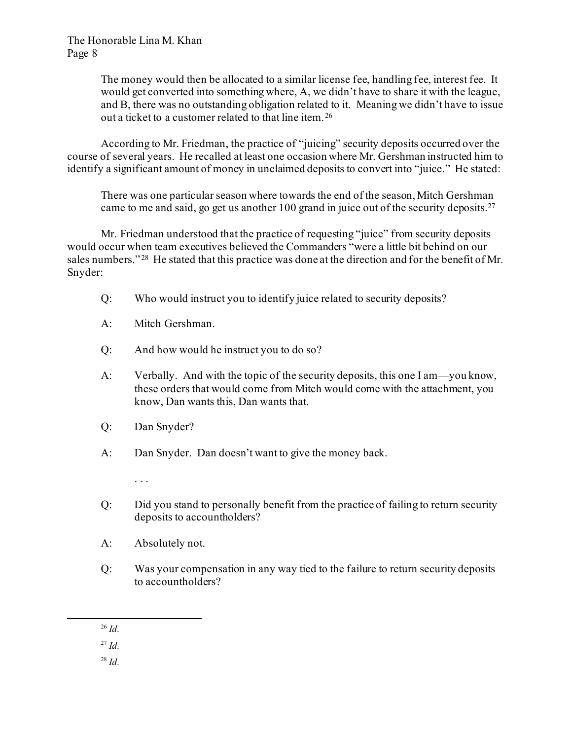> The money would then be allocated to a similar license fee, handling fee, interest fee. It would get converted into something where, A, we didn't have to share it with the league, and B, there was no outstanding obligation related to it. Meaning we didn't have to issue out a ticket to a customer related to that line item.[26]

According to Mr. Friedman, the practice of "juicing" security deposits occurred over the course of several years. He recalled at least one occasion where Mr. Gershman instructed him to identify a significant amount of money in unclaimed deposits to convert into "juice." He stated:

> There was one particular season where towards the end of the season, Mitch Gershman came to me and said, go get us another 100 grand in juice out of the security deposits.[27]

Mr. Friedman understood that the practice of requesting "juice" from security deposits would occur when team executives believed the Commanders "were a little bit behind on our sales numbers."[28] He stated that this practice was done at the direction and for the benefit of Mr. Snyder:

> Q: Who would instruct you to identify juice related to security deposits?
>
> A: Mitch Gershman.
>
> Q: And how would he instruct you to do so?
>
> A: Verbally. And with the topic of the security deposits, this one I am—you know, these orders that would come from Mitch would come with the attachment, you know, Dan wants this, Dan wants that.
>
> Q: Dan Snyder?
>
> A: Dan Snyder. Dan doesn't want to give the money back.
>
> . . .
>
> Q: Did you stand to personally benefit from the practice of failing to return security deposits to accountholders?
>
> A: Absolutely not.
>
> Q: Was your compensation in any way tied to the failure to return security deposits to accountholders?

---

[26] *Id.*

[27] *Id.*

[28] *Id.*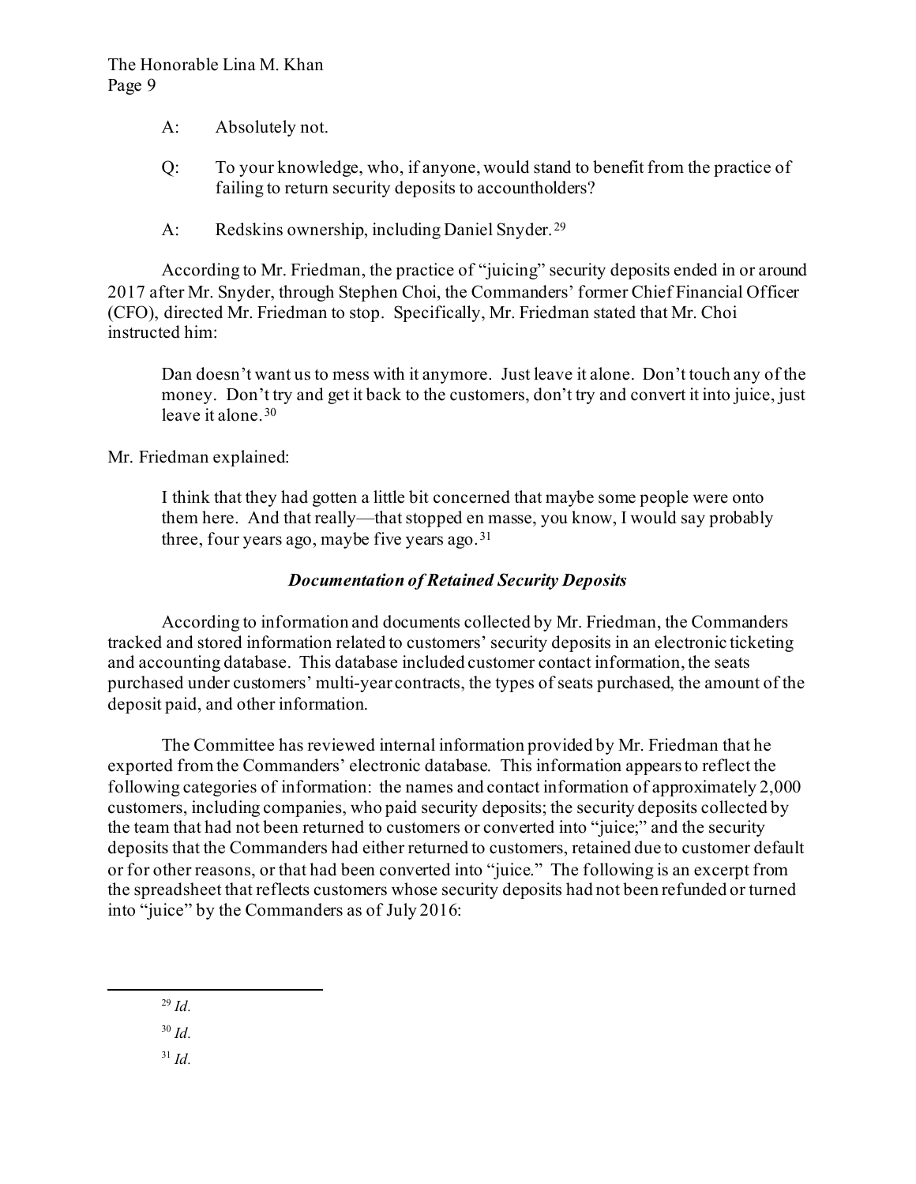A: Absolutely not.

Q: To your knowledge, who, if anyone, would stand to benefit from the practice of failing to return security deposits to accountholders?

A: Redskins ownership, including Daniel Snyder.[29]

According to Mr. Friedman, the practice of "juicing" security deposits ended in or around 2017 after Mr. Snyder, through Stephen Choi, the Commanders' former Chief Financial Officer (CFO), directed Mr. Friedman to stop. Specifically, Mr. Friedman stated that Mr. Choi instructed him:

> Dan doesn't want us to mess with it anymore. Just leave it alone. Don't touch any of the money. Don't try and get it back to the customers, don't try and convert it into juice, just leave it alone.[30]

Mr. Friedman explained:

> I think that they had gotten a little bit concerned that maybe some people were onto them here. And that really—that stopped en masse, you know, I would say probably three, four years ago, maybe five years ago.[31]

### *Documentation of Retained Security Deposits*

According to information and documents collected by Mr. Friedman, the Commanders tracked and stored information related to customers' security deposits in an electronic ticketing and accounting database. This database included customer contact information, the seats purchased under customers' multi-year contracts, the types of seats purchased, the amount of the deposit paid, and other information.

The Committee has reviewed internal information provided by Mr. Friedman that he exported from the Commanders' electronic database. This information appears to reflect the following categories of information: the names and contact information of approximately 2,000 customers, including companies, who paid security deposits; the security deposits collected by the team that had not been returned to customers or converted into "juice;" and the security deposits that the Commanders had either returned to customers, retained due to customer default or for other reasons, or that had been converted into "juice." The following is an excerpt from the spreadsheet that reflects customers whose security deposits had not been refunded or turned into "juice" by the Commanders as of July 2016:

---

[29] *Id.*

[30] *Id.*

[31] *Id.*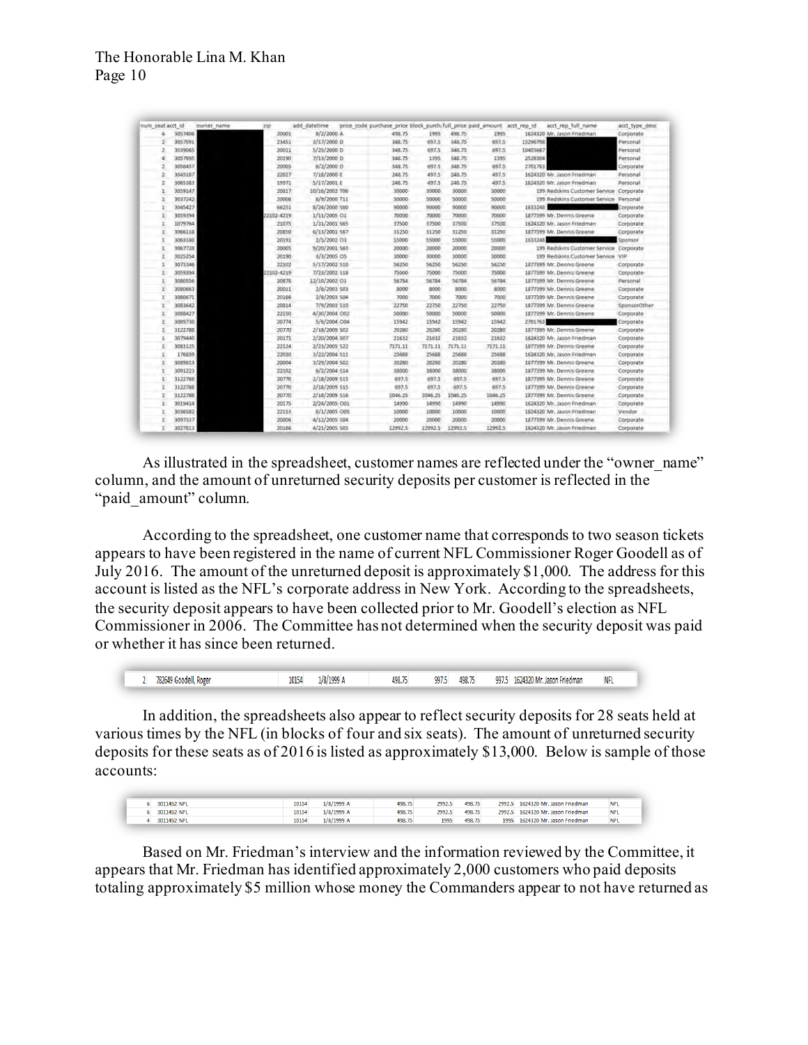| num_seat | acct_id | owner_name | zip | add_datetime | price_code | purchase_price | block_purch | full_price | paid_amount | acct_rep_id | acct_rep_full_name | acct_type_desc |
|---|---|---|---|---|---|---|---|---|---|---|---|---|
| 4 | 3057406 | | 20001 | 8/2/2000 | A | 498.75 | 1995 | 498.75 | 1995 | 1624320 | Mr. Jason Friedman | Corporate |
| 2 | 3057091 | | 23451 | 3/17/2000 | D | 348.75 | 697.5 | 348.75 | 697.5 | 15296798 | | Personal |
| 2 | 3039065 | | 20011 | 5/25/2000 | D | 348.75 | 697.5 | 348.75 | 697.5 | 10403667 | | Personal |
| 4 | 3057695 | | 20190 | 7/13/2000 | D | 348.75 | 1395 | 348.75 | 1395 | 2528304 | | Personal |
| 2 | 3056457 | | 20005 | 8/2/2000 | D | 348.75 | 697.5 | 348.75 | 697.5 | 2701763 | | Corporate |
| 2 | 3045187 | | 22027 | 7/18/2000 | E | 248.75 | 497.5 | 248.75 | 497.5 | 1624320 | Mr. Jason Friedman | Personal |
| 2 | 3065383 | | 19971 | 5/17/2001 | E | 248.75 | 497.5 | 248.75 | 497.5 | 1624320 | Mr. Jason Friedman | Personal |
| 1 | 3059147 | | 20817 | 10/16/2002 | T06 | 30000 | 30000 | 30000 | 30000 | 199 | Redskins Customer Service | Corporate |
| 1 | 3037242 | | 20006 | 8/9/2000 | T11 | 50000 | 50000 | 50000 | 50000 | 199 | Redskins Customer Service | Personal |
| 1 | 3045427 | | 66251 | 8/24/2000 | S60 | 90000 | 90000 | 90000 | 90000 | 1633248 | | Corporate |
| 1 | 3059394 | | 22102-4219 | 1/11/2005 | O1 | 70000 | 70000 | 70000 | 70000 | 1877399 | Mr. Dennis Greene | Corporate |
| 1 | 1079764 | | 21075 | 1/31/2001 | S65 | 37500 | 37500 | 37500 | 37500 | 1624320 | Mr. Jason Friedman | Corporate |
| 1 | 3066118 | | 20850 | 6/13/2001 | S67 | 31250 | 31250 | 31250 | 31250 | 1877399 | Mr. Dennis Greene | Corporate |
| 1 | 3063180 | | 20191 | 2/5/2002 | O3 | 55000 | 55000 | 55000 | 55000 | 1633248 | | Sponsor |
| 1 | 3067728 | | 20005 | 9/20/2001 | S63 | 20000 | 20000 | 20000 | 20000 | 199 | Redskins Customer Service | Corporate |
| 1 | 3025254 | | 20190 | 3/3/2005 | O5 | 30000 | 30000 | 30000 | 30000 | 199 | Redskins Customer Service | VIP |
| 1 | 3073346 | | 22102 | 5/17/2002 | S10 | 56250 | 56250 | 56250 | 56250 | 1877399 | Mr. Dennis Greene | Corporate |
| 1 | 3059394 | | 22102-4219 | 7/23/2002 | S18 | 75000 | 75000 | 75000 | 75000 | 1877399 | Mr. Dennis Greene | Corporate |
| 1 | 3080556 | | 20878 | 12/10/2002 | O1 | 56784 | 56784 | 56784 | 56784 | 1877399 | Mr. Dennis Greene | Personal |
| 1 | 3080663 | | 20011 | 2/6/2003 | S03 | 8000 | 8000 | 8000 | 8000 | 1877399 | Mr. Dennis Greene | Corporate |
| 1 | 3080671 | | 20166 | 2/6/2003 | S04 | 7000 | 7000 | 7000 | 7000 | 1877399 | Mr. Dennis Greene | Corporate |
| 1 | 3083642 | | 20814 | 7/9/2003 | S10 | 22750 | 22750 | 22750 | 22750 | 1877399 | Mr. Dennis Greene | SponsorOther |
| 1 | 3088427 | | 22150 | 4/30/2004 | O02 | 50000 | 50000 | 50000 | 50000 | 1877399 | Mr. Dennis Greene | Corporate |
| 1 | 3089730 | | 20774 | 5/6/2004 | O04 | 15942 | 15942 | 15942 | 15942 | 2701763 | | Corporate |
| 1 | 3122788 | | 20770 | 2/18/2009 | S02 | 20280 | 20280 | 20280 | 20280 | 1877399 | Mr. Dennis Greene | Corporate |
| 1 | 3079440 | | 20171 | 2/20/2004 | S07 | 21632 | 21632 | 21632 | 21632 | 1624320 | Mr. Jason Friedman | Corporate |
| 1 | 3081125 | | 22124 | 2/23/2005 | S22 | 7171.11 | 7171.11 | 7171.11 | 7171.11 | 1877399 | Mr. Dennis Greene | Corporate |
| 1 | 176859 | | 22030 | 3/22/2004 | S11 | 25688 | 25688 | 25688 | 25688 | 1624320 | Mr. Jason Friedman | Corporate |
| 1 | 3089813 | | 20004 | 3/29/2004 | S02 | 20280 | 20280 | 20280 | 20280 | 1877399 | Mr. Dennis Greene | Corporate |
| 1 | 3091223 | | 22102 | 6/2/2004 | S14 | 38000 | 38000 | 38000 | 38000 | 1877399 | Mr. Dennis Greene | Corporate |
| 1 | 3122788 | | 20770 | 2/18/2009 | S15 | 697.5 | 697.5 | 697.5 | 697.5 | 1877399 | Mr. Dennis Greene | Corporate |
| 1 | 3122788 | | 20770 | 2/18/2009 | S15 | 697.5 | 697.5 | 697.5 | 697.5 | 1877399 | Mr. Dennis Greene | Corporate |
| 1 | 3122788 | | 20770 | 2/18/2009 | S16 | 1046.25 | 1046.25 | 1046.25 | 1046.25 | 1877399 | Mr. Dennis Greene | Corporate |
| 1 | 3019414 | | 20175 | 2/24/2005 | O01 | 14990 | 14990 | 14990 | 14990 | 1624320 | Mr. Jason Friedman | Corporate |
| 1 | 3036582 | | 22153 | 8/1/2005 | O05 | 10000 | 10000 | 10000 | 10000 | 1624320 | Mr. Jason Friedman | Vendor |
| 1 | 3097337 | | 20006 | 4/12/2005 | S04 | 20000 | 20000 | 20000 | 20000 | 1877399 | Mr. Dennis Greene | Corporate |
| 1 | 3027813 | | 20166 | 4/21/2005 | S05 | 12992.5 | 12992.5 | 12992.5 | 12992.5 | 1624320 | Mr. Jason Friedman | Corporate |

As illustrated in the spreadsheet, customer names are reflected under the "owner_name" column, and the amount of unreturned security deposits per customer is reflected in the "paid_amount" column.

According to the spreadsheet, one customer name that corresponds to two season tickets appears to have been registered in the name of current NFL Commissioner Roger Goodell as of July 2016. The amount of the unreturned deposit is approximately $1,000. The address for this account is listed as the NFL's corporate address in New York. According to the spreadsheets, the security deposit appears to have been collected prior to Mr. Goodell's election as NFL Commissioner in 2006. The Committee has not determined when the security deposit was paid or whether it has since been returned.

| | | | | | | | | | | | |
|---|---|---|---|---|---|---|---|---|---|---|---|
| 2 | 782649 | Goodell, Roger | 10154 | 1/8/1999 | A | 498.75 | 997.5 | 498.75 | 997.5 | 1624320 Mr. Jason Friedman | NFL |

In addition, the spreadsheets also appear to reflect security deposits for 28 seats held at various times by the NFL (in blocks of four and six seats). The amount of unreturned security deposits for these seats as of 2016 is listed as approximately $13,000. Below is sample of those accounts:

| | | | | | | | | | | | |
|---|---|---|---|---|---|---|---|---|---|---|---|
| 6 | 3011452 | NFL | 10154 | 1/8/1999 | A | 498.75 | 2992.5 | 498.75 | 2992.5 | 1624320 Mr. Jason Friedman | NFL |
| 6 | 3011452 | NFL | 10154 | 1/8/1999 | A | 498.75 | 2992.5 | 498.75 | 2992.5 | 1624320 Mr. Jason Friedman | NFL |
| 4 | 3011452 | NFL | 10154 | 1/8/1999 | A | 498.75 | 1995 | 498.75 | 1995 | 1624320 Mr. Jason Friedman | NFL |

Based on Mr. Friedman's interview and the information reviewed by the Committee, it appears that Mr. Friedman has identified approximately 2,000 customers who paid deposits totaling approximately $5 million whose money the Commanders appear to not have returned as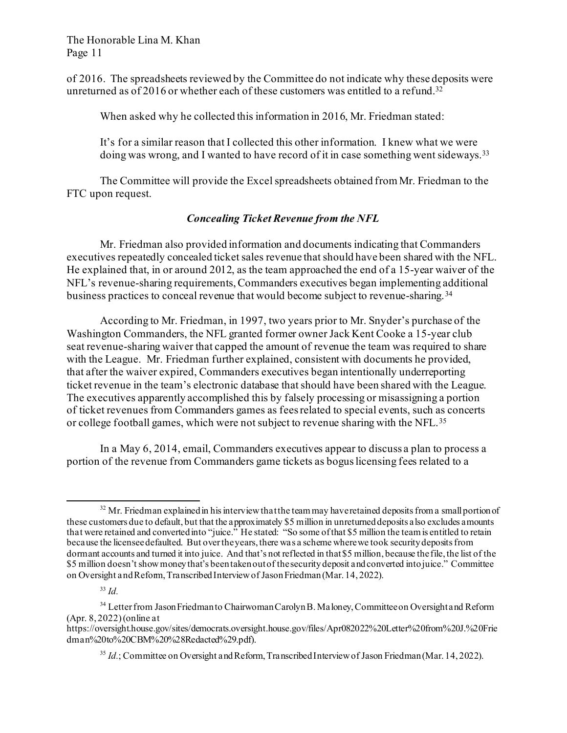of 2016. The spreadsheets reviewed by the Committee do not indicate why these deposits were unreturned as of 2016 or whether each of these customers was entitled to a refund.[32]

When asked why he collected this information in 2016, Mr. Friedman stated:

> It's for a similar reason that I collected this other information. I knew what we were doing was wrong, and I wanted to have record of it in case something went sideways.[33]

The Committee will provide the Excel spreadsheets obtained from Mr. Friedman to the FTC upon request.

### *Concealing Ticket Revenue from the NFL*

Mr. Friedman also provided information and documents indicating that Commanders executives repeatedly concealed ticket sales revenue that should have been shared with the NFL. He explained that, in or around 2012, as the team approached the end of a 15-year waiver of the NFL's revenue-sharing requirements, Commanders executives began implementing additional business practices to conceal revenue that would become subject to revenue-sharing.[34]

According to Mr. Friedman, in 1997, two years prior to Mr. Snyder's purchase of the Washington Commanders, the NFL granted former owner Jack Kent Cooke a 15-year club seat revenue-sharing waiver that capped the amount of revenue the team was required to share with the League. Mr. Friedman further explained, consistent with documents he provided, that after the waiver expired, Commanders executives began intentionally underreporting ticket revenue in the team's electronic database that should have been shared with the League. The executives apparently accomplished this by falsely processing or misassigning a portion of ticket revenues from Commanders games as fees related to special events, such as concerts or college football games, which were not subject to revenue sharing with the NFL.[35]

In a May 6, 2014, email, Commanders executives appear to discuss a plan to process a portion of the revenue from Commanders game tickets as bogus licensing fees related to a

---

[32] Mr. Friedman explained in his interview that the team may have retained deposits from a small portion of these customers due to default, but that the approximately $5 million in unreturned deposits also excludes amounts that were retained and converted into "juice." He stated: "So some of that $5 million the team is entitled to retain because the licensee defaulted. But over the years, there was a scheme where we took security deposits from dormant accounts and turned it into juice. And that's not reflected in that $5 million, because the file, the list of the $5 million doesn't show money that's been taken out of the security deposit and converted into juice." Committee on Oversight and Reform, Transcribed Interview of Jason Friedman (Mar. 14, 2022).

[33] *Id.*

[34] Letter from Jason Friedman to Chairwoman Carolyn B. Maloney, Committee on Oversight and Reform (Apr. 8, 2022) (online at https://oversight.house.gov/sites/democrats.oversight.house.gov/files/Apr082022%20Letter%20from%20J.%20Friedman%20to%20CBM%20%28Redacted%29.pdf).

[35] *Id.*; Committee on Oversight and Reform, Transcribed Interview of Jason Friedman (Mar. 14, 2022).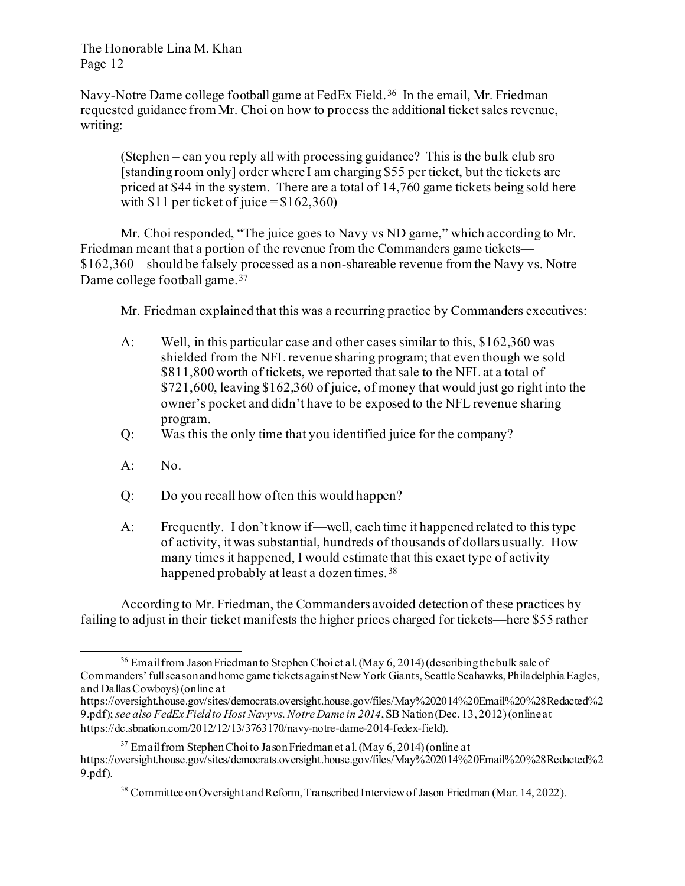Navy-Notre Dame college football game at FedEx Field.[36] In the email, Mr. Friedman requested guidance from Mr. Choi on how to process the additional ticket sales revenue, writing:

> (Stephen – can you reply all with processing guidance? This is the bulk club sro [standing room only] order where I am charging $55 per ticket, but the tickets are priced at $44 in the system. There are a total of 14,760 game tickets being sold here with $11 per ticket of juice = $162,360)

Mr. Choi responded, "The juice goes to Navy vs ND game," which according to Mr. Friedman meant that a portion of the revenue from the Commanders game tickets—$162,360—should be falsely processed as a non-shareable revenue from the Navy vs. Notre Dame college football game.[37]

Mr. Friedman explained that this was a recurring practice by Commanders executives:

> A: Well, in this particular case and other cases similar to this, $162,360 was shielded from the NFL revenue sharing program; that even though we sold $811,800 worth of tickets, we reported that sale to the NFL at a total of $721,600, leaving $162,360 of juice, of money that would just go right into the owner's pocket and didn't have to be exposed to the NFL revenue sharing program.
>
> Q: Was this the only time that you identified juice for the company?
>
> A: No.
>
> Q: Do you recall how often this would happen?
>
> A: Frequently. I don't know if—well, each time it happened related to this type of activity, it was substantial, hundreds of thousands of dollars usually. How many times it happened, I would estimate that this exact type of activity happened probably at least a dozen times.[38]

According to Mr. Friedman, the Commanders avoided detection of these practices by failing to adjust in their ticket manifests the higher prices charged for tickets—here $55 rather

---

[36] Email from Jason Friedman to Stephen Choi et al. (May 6, 2014) (describing the bulk sale of Commanders' full season and home game tickets against New York Giants, Seattle Seahawks, Philadelphia Eagles, and Dallas Cowboys) (online at https://oversight.house.gov/sites/democrats.oversight.house.gov/files/May%202014%20Email%20%28Redacted%29.pdf); *see also FedEx Field to Host Navy vs. Notre Dame in 2014*, SB Nation (Dec. 13, 2012) (online at https://dc.sbnation.com/2012/12/13/3763170/navy-notre-dame-2014-fedex-field).

[37] Email from Stephen Choi to Jason Friedman et al. (May 6, 2014) (online at https://oversight.house.gov/sites/democrats.oversight.house.gov/files/May%202014%20Email%20%28Redacted%29.pdf).

[38] Committee on Oversight and Reform, Transcribed Interview of Jason Friedman (Mar. 14, 2022).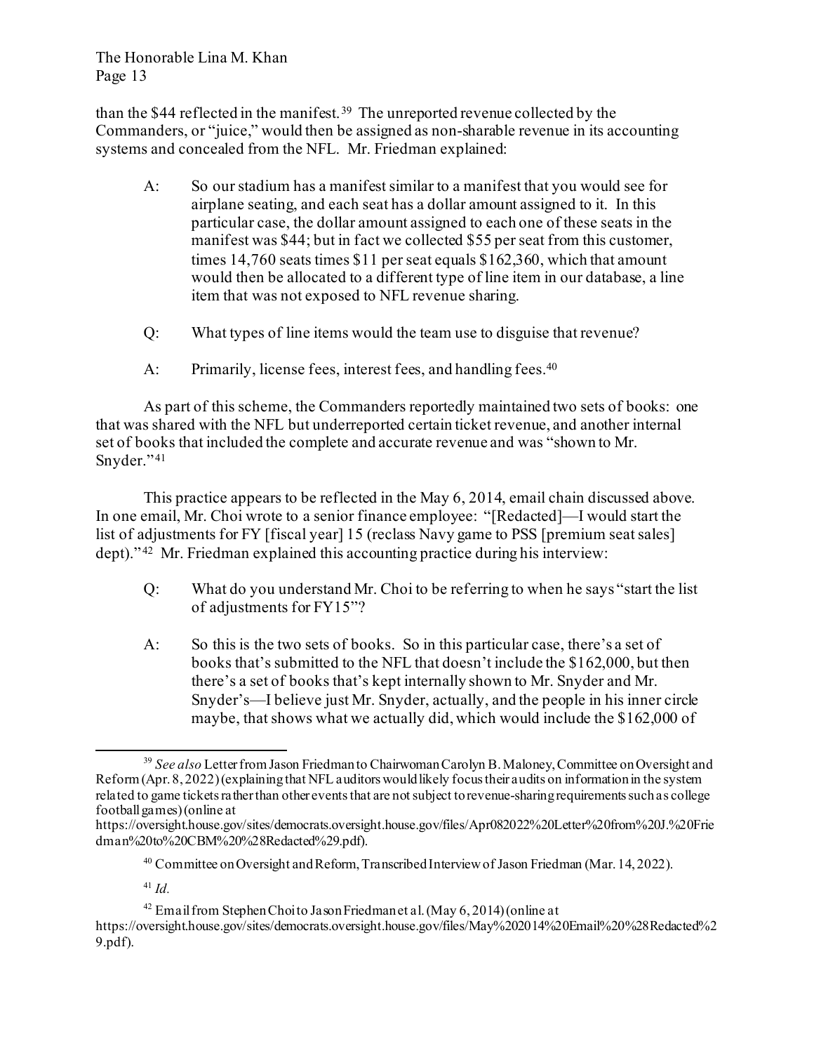than the $44 reflected in the manifest.[39] The unreported revenue collected by the Commanders, or "juice," would then be assigned as non-sharable revenue in its accounting systems and concealed from the NFL. Mr. Friedman explained:

> A: So our stadium has a manifest similar to a manifest that you would see for airplane seating, and each seat has a dollar amount assigned to it. In this particular case, the dollar amount assigned to each one of these seats in the manifest was $44; but in fact we collected $55 per seat from this customer, times 14,760 seats times $11 per seat equals $162,360, which that amount would then be allocated to a different type of line item in our database, a line item that was not exposed to NFL revenue sharing.
>
> Q: What types of line items would the team use to disguise that revenue?
>
> A: Primarily, license fees, interest fees, and handling fees.[40]

As part of this scheme, the Commanders reportedly maintained two sets of books: one that was shared with the NFL but underreported certain ticket revenue, and another internal set of books that included the complete and accurate revenue and was "shown to Mr. Snyder."[41]

This practice appears to be reflected in the May 6, 2014, email chain discussed above. In one email, Mr. Choi wrote to a senior finance employee: "[Redacted]—I would start the list of adjustments for FY [fiscal year] 15 (reclass Navy game to PSS [premium seat sales] dept)."[42] Mr. Friedman explained this accounting practice during his interview:

> Q: What do you understand Mr. Choi to be referring to when he says "start the list of adjustments for FY15"?
>
> A: So this is the two sets of books. So in this particular case, there's a set of books that's submitted to the NFL that doesn't include the $162,000, but then there's a set of books that's kept internally shown to Mr. Snyder and Mr. Snyder's—I believe just Mr. Snyder, actually, and the people in his inner circle maybe, that shows what we actually did, which would include the $162,000 of

---

[39] *See also* Letter from Jason Friedman to Chairwoman Carolyn B. Maloney, Committee on Oversight and Reform (Apr. 8, 2022) (explaining that NFL auditors would likely focus their audits on information in the system related to game tickets rather than other events that are not subject to revenue-sharing requirements such as college football games) (online at https://oversight.house.gov/sites/democrats.oversight.house.gov/files/Apr082022%20Letter%20from%20J.%20Friedman%20to%20CBM%20%28Redacted%29.pdf).

[40] Committee on Oversight and Reform, Transcribed Interview of Jason Friedman (Mar. 14, 2022).

[41] *Id.*

[42] Email from Stephen Choi to Jason Friedman et al. (May 6, 2014) (online at https://oversight.house.gov/sites/democrats.oversight.house.gov/files/May%202014%20Email%20%28Redacted%29.pdf).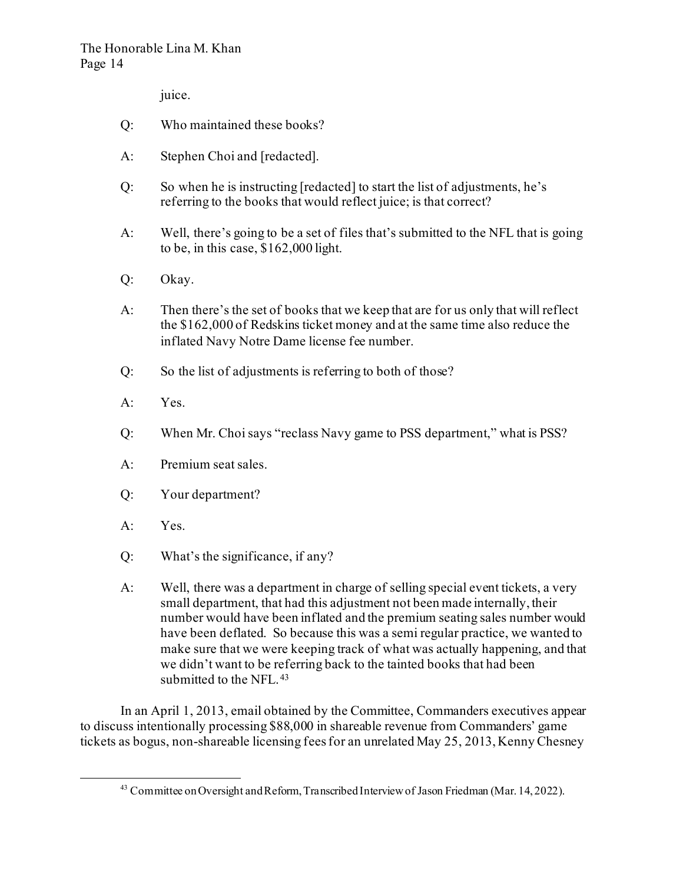juice.

Q: Who maintained these books?

A: Stephen Choi and [redacted].

Q: So when he is instructing [redacted] to start the list of adjustments, he's referring to the books that would reflect juice; is that correct?

A: Well, there's going to be a set of files that's submitted to the NFL that is going to be, in this case, $162,000 light.

Q: Okay.

A: Then there's the set of books that we keep that are for us only that will reflect the $162,000 of Redskins ticket money and at the same time also reduce the inflated Navy Notre Dame license fee number.

Q: So the list of adjustments is referring to both of those?

A: Yes.

Q: When Mr. Choi says "reclass Navy game to PSS department," what is PSS?

A: Premium seat sales.

Q: Your department?

A: Yes.

Q: What's the significance, if any?

A: Well, there was a department in charge of selling special event tickets, a very small department, that had this adjustment not been made internally, their number would have been inflated and the premium seating sales number would have been deflated. So because this was a semi regular practice, we wanted to make sure that we were keeping track of what was actually happening, and that we didn't want to be referring back to the tainted books that had been submitted to the NFL.[43]

In an April 1, 2013, email obtained by the Committee, Commanders executives appear to discuss intentionally processing $88,000 in shareable revenue from Commanders' game tickets as bogus, non-shareable licensing fees for an unrelated May 25, 2013, Kenny Chesney

[43] Committee on Oversight and Reform, Transcribed Interview of Jason Friedman (Mar. 14, 2022).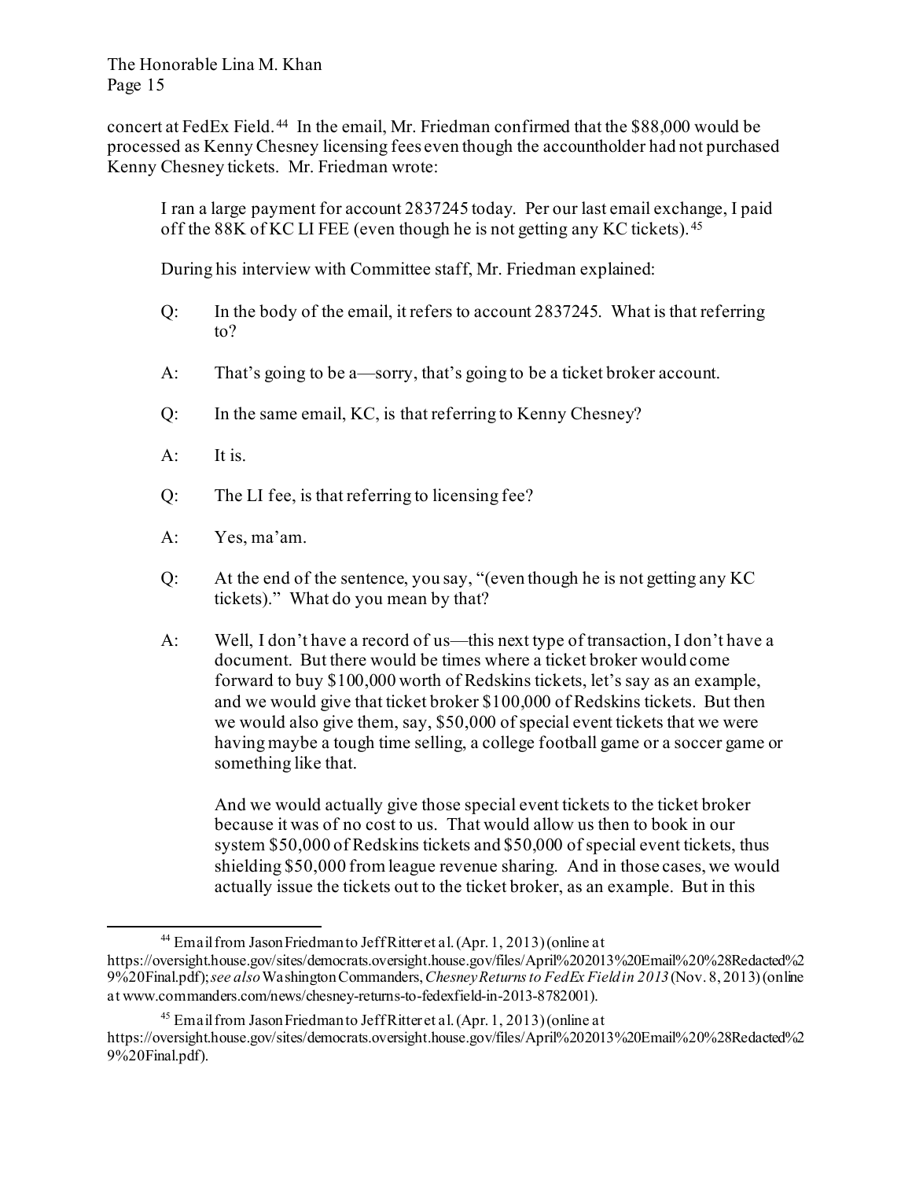concert at FedEx Field.[44] In the email, Mr. Friedman confirmed that the $88,000 would be processed as Kenny Chesney licensing fees even though the accountholder had not purchased Kenny Chesney tickets. Mr. Friedman wrote:

> I ran a large payment for account 2837245 today. Per our last email exchange, I paid off the 88K of KC LI FEE (even though he is not getting any KC tickets).[45]

During his interview with Committee staff, Mr. Friedman explained:

> Q: In the body of the email, it refers to account 2837245. What is that referring to?
>
> A: That's going to be a—sorry, that's going to be a ticket broker account.
>
> Q: In the same email, KC, is that referring to Kenny Chesney?
>
> A: It is.
>
> Q: The LI fee, is that referring to licensing fee?
>
> A: Yes, ma'am.
>
> Q: At the end of the sentence, you say, "(even though he is not getting any KC tickets)." What do you mean by that?
>
> A: Well, I don't have a record of us—this next type of transaction, I don't have a document. But there would be times where a ticket broker would come forward to buy $100,000 worth of Redskins tickets, let's say as an example, and we would give that ticket broker $100,000 of Redskins tickets. But then we would also give them, say, $50,000 of special event tickets that we were having maybe a tough time selling, a college football game or a soccer game or something like that.
>
> And we would actually give those special event tickets to the ticket broker because it was of no cost to us. That would allow us then to book in our system $50,000 of Redskins tickets and $50,000 of special event tickets, thus shielding $50,000 from league revenue sharing. And in those cases, we would actually issue the tickets out to the ticket broker, as an example. But in this

---

[44] Email from Jason Friedman to Jeff Ritter et al. (Apr. 1, 2013) (online at https://oversight.house.gov/sites/democrats.oversight.house.gov/files/April%202013%20Email%20%28Redacted%29%20Final.pdf); *see also* Washington Commanders, *Chesney Returns to FedEx Field in 2013* (Nov. 8, 2013) (online at www.commanders.com/news/chesney-returns-to-fedexfield-in-2013-8782001).

[45] Email from Jason Friedman to Jeff Ritter et al. (Apr. 1, 2013) (online at https://oversight.house.gov/sites/democrats.oversight.house.gov/files/April%202013%20Email%20%28Redacted%29%20Final.pdf).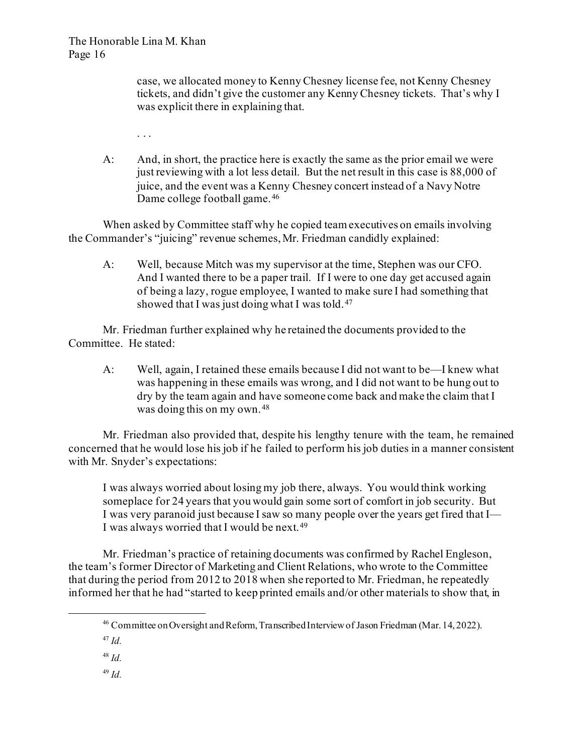case, we allocated money to Kenny Chesney license fee, not Kenny Chesney tickets, and didn't give the customer any Kenny Chesney tickets. That's why I was explicit there in explaining that.

> . . .

> A: And, in short, the practice here is exactly the same as the prior email we were just reviewing with a lot less detail. But the net result in this case is 88,000 of juice, and the event was a Kenny Chesney concert instead of a Navy Notre Dame college football game.[46]

When asked by Committee staff why he copied team executives on emails involving the Commander's "juicing" revenue schemes, Mr. Friedman candidly explained:

> A: Well, because Mitch was my supervisor at the time, Stephen was our CFO. And I wanted there to be a paper trail. If I were to one day get accused again of being a lazy, rogue employee, I wanted to make sure I had something that showed that I was just doing what I was told.[47]

Mr. Friedman further explained why he retained the documents provided to the Committee. He stated:

> A: Well, again, I retained these emails because I did not want to be—I knew what was happening in these emails was wrong, and I did not want to be hung out to dry by the team again and have someone come back and make the claim that I was doing this on my own.[48]

Mr. Friedman also provided that, despite his lengthy tenure with the team, he remained concerned that he would lose his job if he failed to perform his job duties in a manner consistent with Mr. Snyder's expectations:

> I was always worried about losing my job there, always. You would think working someplace for 24 years that you would gain some sort of comfort in job security. But I was very paranoid just because I saw so many people over the years get fired that I—I was always worried that I would be next.[49]

Mr. Friedman's practice of retaining documents was confirmed by Rachel Engleson, the team's former Director of Marketing and Client Relations, who wrote to the Committee that during the period from 2012 to 2018 when she reported to Mr. Friedman, he repeatedly informed her that he had "started to keep printed emails and/or other materials to show that, in

---

[46] Committee on Oversight and Reform, Transcribed Interview of Jason Friedman (Mar. 14, 2022).

[47] *Id.*

[48] *Id.*

[49] *Id.*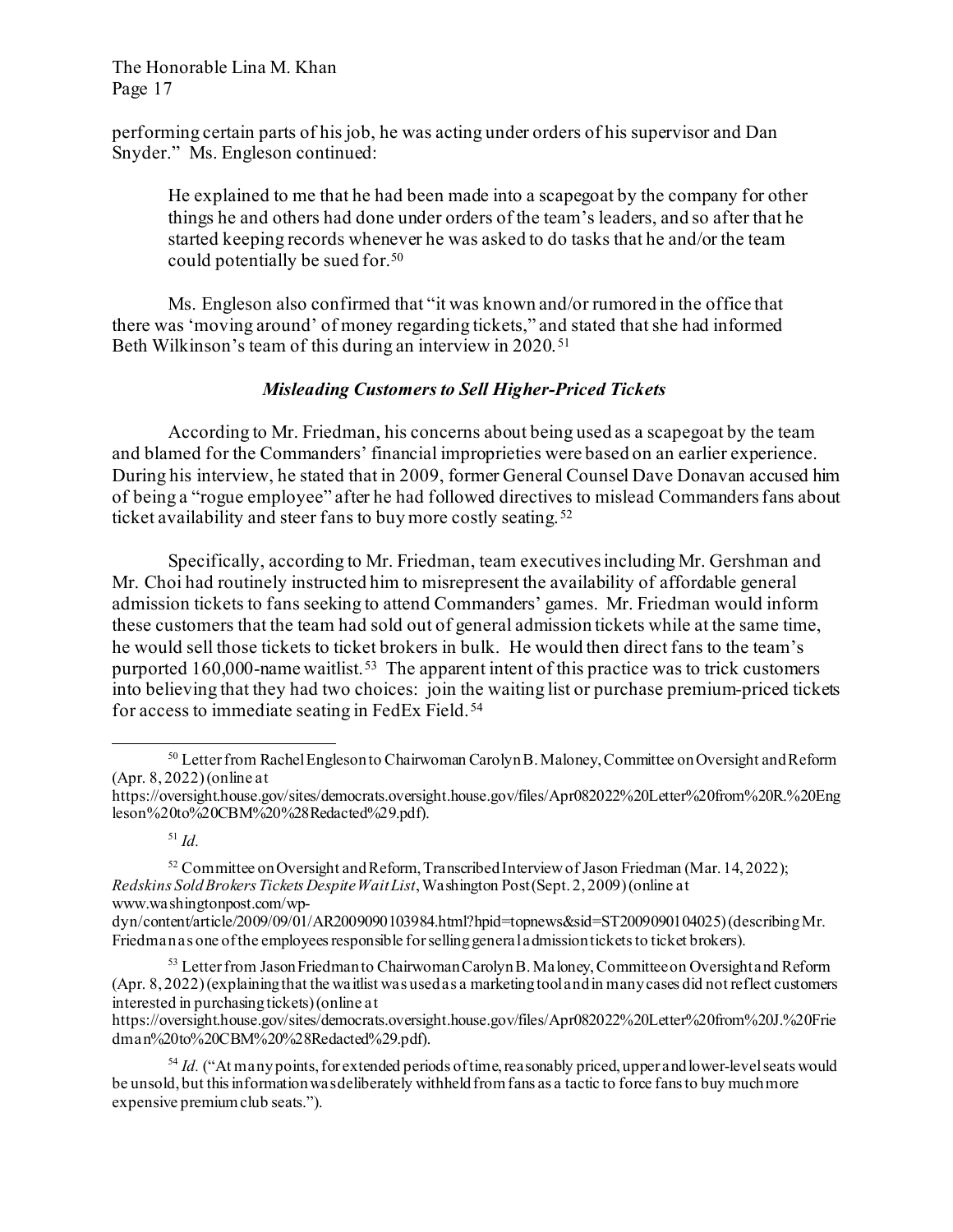performing certain parts of his job, he was acting under orders of his supervisor and Dan Snyder." Ms. Engleson continued:

> He explained to me that he had been made into a scapegoat by the company for other things he and others had done under orders of the team's leaders, and so after that he started keeping records whenever he was asked to do tasks that he and/or the team could potentially be sued for.[50]

Ms. Engleson also confirmed that "it was known and/or rumored in the office that there was 'moving around' of money regarding tickets," and stated that she had informed Beth Wilkinson's team of this during an interview in 2020.[51]

### *Misleading Customers to Sell Higher-Priced Tickets*

According to Mr. Friedman, his concerns about being used as a scapegoat by the team and blamed for the Commanders' financial improprieties were based on an earlier experience. During his interview, he stated that in 2009, former General Counsel Dave Donavan accused him of being a "rogue employee" after he had followed directives to mislead Commanders fans about ticket availability and steer fans to buy more costly seating.[52]

Specifically, according to Mr. Friedman, team executives including Mr. Gershman and Mr. Choi had routinely instructed him to misrepresent the availability of affordable general admission tickets to fans seeking to attend Commanders' games. Mr. Friedman would inform these customers that the team had sold out of general admission tickets while at the same time, he would sell those tickets to ticket brokers in bulk. He would then direct fans to the team's purported 160,000-name waitlist.[53] The apparent intent of this practice was to trick customers into believing that they had two choices: join the waiting list or purchase premium-priced tickets for access to immediate seating in FedEx Field.[54]

---

[50] Letter from Rachel Engleson to Chairwoman Carolyn B. Maloney, Committee on Oversight and Reform (Apr. 8, 2022) (online at https://oversight.house.gov/sites/democrats.oversight.house.gov/files/Apr082022%20Letter%20from%20R.%20Engleson%20to%20CBM%20%28Redacted%29.pdf).

[51] *Id.*

[52] Committee on Oversight and Reform, Transcribed Interview of Jason Friedman (Mar. 14, 2022); *Redskins Sold Brokers Tickets Despite Wait List*, Washington Post (Sept. 2, 2009) (online at www.washingtonpost.com/wp-dyn/content/article/2009/09/01/AR2009090103984.html?hpid=topnews&sid=ST2009090104025) (describing Mr. Friedman as one of the employees responsible for selling general admission tickets to ticket brokers).

[53] Letter from Jason Friedman to Chairwoman Carolyn B. Maloney, Committee on Oversight and Reform (Apr. 8, 2022) (explaining that the waitlist was used as a marketing tool and in many cases did not reflect customers interested in purchasing tickets) (online at https://oversight.house.gov/sites/democrats.oversight.house.gov/files/Apr082022%20Letter%20from%20J.%20Friedman%20to%20CBM%20%28Redacted%29.pdf).

[54] *Id.* ("At many points, for extended periods of time, reasonably priced, upper and lower-level seats would be unsold, but this information was deliberately withheld from fans as a tactic to force fans to buy much more expensive premium club seats.").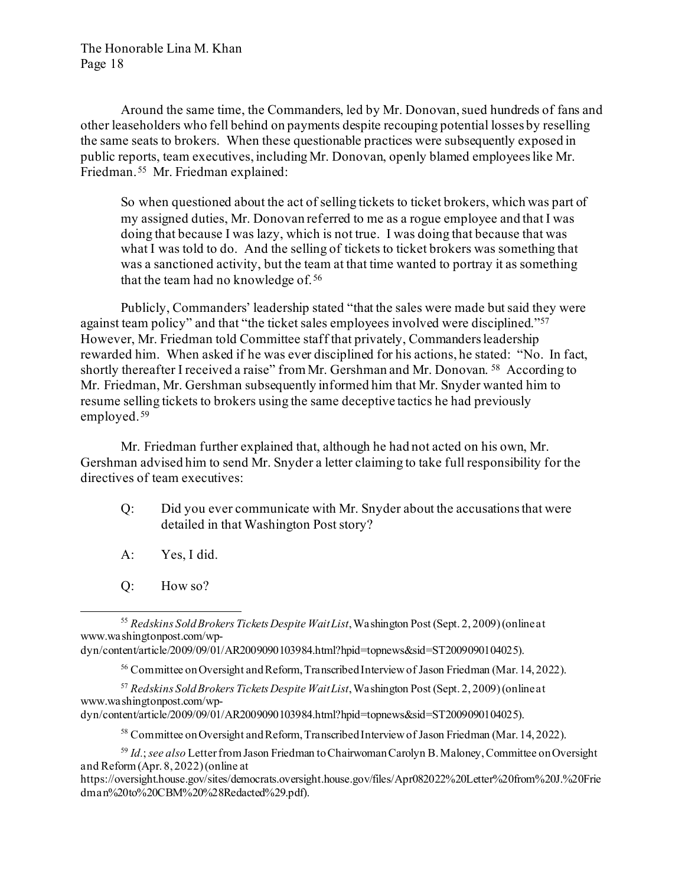Around the same time, the Commanders, led by Mr. Donovan, sued hundreds of fans and other leaseholders who fell behind on payments despite recouping potential losses by reselling the same seats to brokers. When these questionable practices were subsequently exposed in public reports, team executives, including Mr. Donovan, openly blamed employees like Mr. Friedman.[55] Mr. Friedman explained:

> So when questioned about the act of selling tickets to ticket brokers, which was part of my assigned duties, Mr. Donovan referred to me as a rogue employee and that I was doing that because I was lazy, which is not true. I was doing that because that was what I was told to do. And the selling of tickets to ticket brokers was something that was a sanctioned activity, but the team at that time wanted to portray it as something that the team had no knowledge of.[56]

Publicly, Commanders' leadership stated "that the sales were made but said they were against team policy" and that "the ticket sales employees involved were disciplined."[57] However, Mr. Friedman told Committee staff that privately, Commanders leadership rewarded him. When asked if he was ever disciplined for his actions, he stated: "No. In fact, shortly thereafter I received a raise" from Mr. Gershman and Mr. Donovan.[58] According to Mr. Friedman, Mr. Gershman subsequently informed him that Mr. Snyder wanted him to resume selling tickets to brokers using the same deceptive tactics he had previously employed.[59]

Mr. Friedman further explained that, although he had not acted on his own, Mr. Gershman advised him to send Mr. Snyder a letter claiming to take full responsibility for the directives of team executives:

> Q: Did you ever communicate with Mr. Snyder about the accusations that were detailed in that Washington Post story?
>
> A: Yes, I did.
>
> Q: How so?

---

[55] *Redskins Sold Brokers Tickets Despite Wait List*, Washington Post (Sept. 2, 2009) (online at www.washingtonpost.com/wp-dyn/content/article/2009/09/01/AR2009090103984.html?hpid=topnews&sid=ST2009090104025).

[56] Committee on Oversight and Reform, Transcribed Interview of Jason Friedman (Mar. 14, 2022).

[57] *Redskins Sold Brokers Tickets Despite Wait List*, Washington Post (Sept. 2, 2009) (online at www.washingtonpost.com/wp-dyn/content/article/2009/09/01/AR2009090103984.html?hpid=topnews&sid=ST2009090104025).

[58] Committee on Oversight and Reform, Transcribed Interview of Jason Friedman (Mar. 14, 2022).

[59] *Id.*; *see also* Letter from Jason Friedman to Chairwoman Carolyn B. Maloney, Committee on Oversight and Reform (Apr. 8, 2022) (online at https://oversight.house.gov/sites/democrats.oversight.house.gov/files/Apr082022%20Letter%20from%20J.%20Friedman%20to%20CBM%20%28Redacted%29.pdf).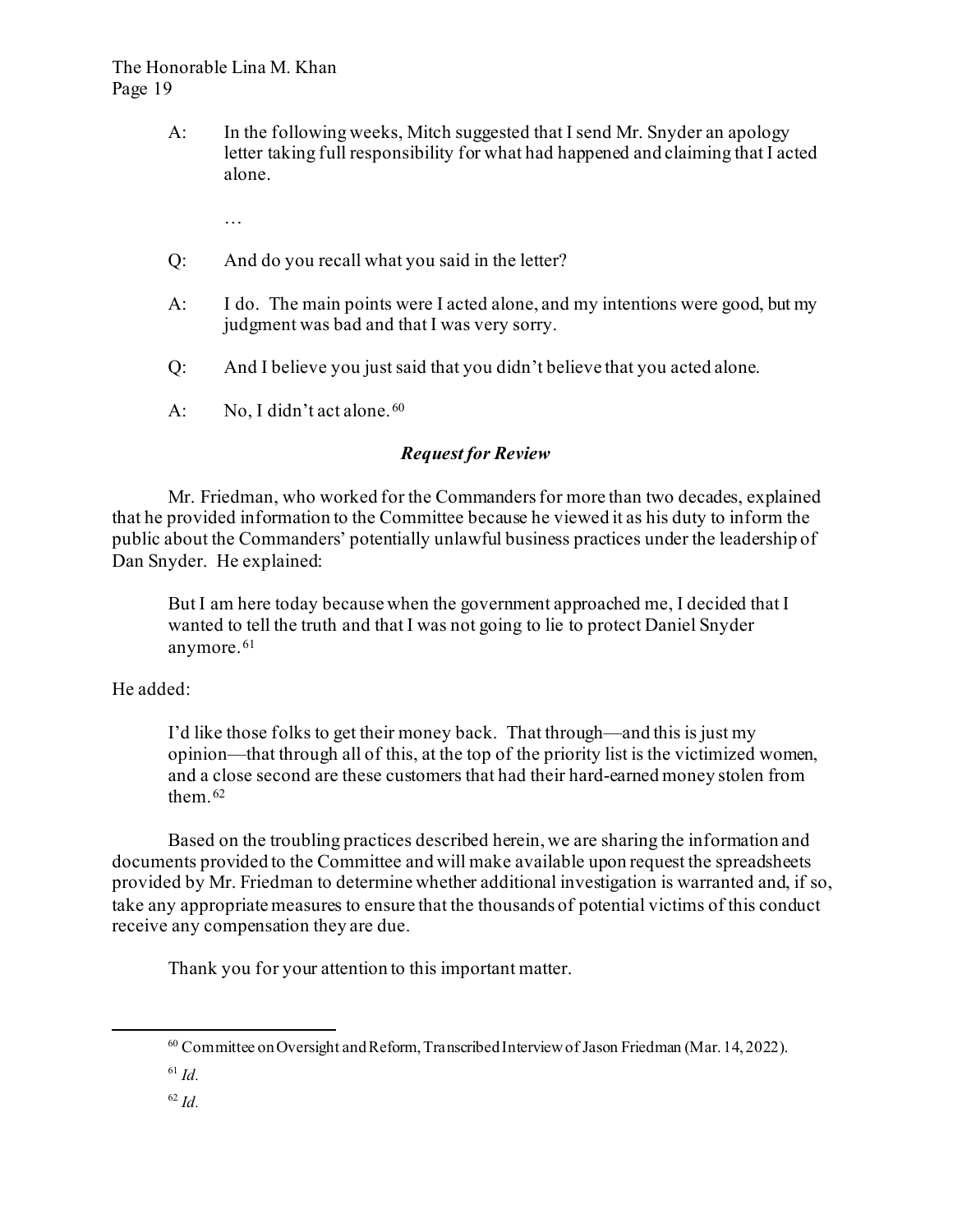A: In the following weeks, Mitch suggested that I send Mr. Snyder an apology letter taking full responsibility for what had happened and claiming that I acted alone.

…

Q: And do you recall what you said in the letter?

A: I do. The main points were I acted alone, and my intentions were good, but my judgment was bad and that I was very sorry.

Q: And I believe you just said that you didn't believe that you acted alone.

A: No, I didn't act alone.[60]

### *Request for Review*

Mr. Friedman, who worked for the Commanders for more than two decades, explained that he provided information to the Committee because he viewed it as his duty to inform the public about the Commanders' potentially unlawful business practices under the leadership of Dan Snyder. He explained:

> But I am here today because when the government approached me, I decided that I wanted to tell the truth and that I was not going to lie to protect Daniel Snyder anymore.[61]

He added:

> I'd like those folks to get their money back. That through—and this is just my opinion—that through all of this, at the top of the priority list is the victimized women, and a close second are these customers that had their hard-earned money stolen from them.[62]

Based on the troubling practices described herein, we are sharing the information and documents provided to the Committee and will make available upon request the spreadsheets provided by Mr. Friedman to determine whether additional investigation is warranted and, if so, take any appropriate measures to ensure that the thousands of potential victims of this conduct receive any compensation they are due.

Thank you for your attention to this important matter.

---

[60] Committee on Oversight and Reform, Transcribed Interview of Jason Friedman (Mar. 14, 2022).

[61] *Id.*

[62] *Id.*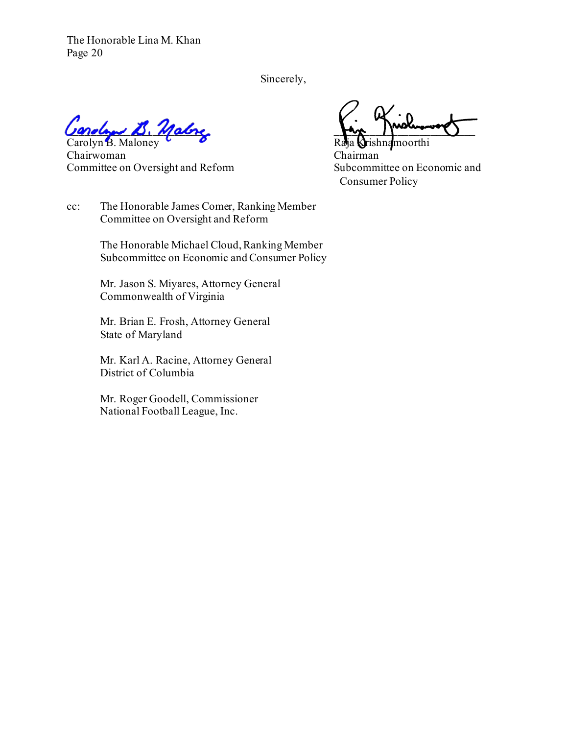Sincerely,

Carolyn B. Maloney
Chairwoman
Committee on Oversight and Reform

Raja Krishnamoorthi
Chairman
Subcommittee on Economic and Consumer Policy

cc: The Honorable James Comer, Ranking Member
Committee on Oversight and Reform

The Honorable Michael Cloud, Ranking Member
Subcommittee on Economic and Consumer Policy

Mr. Jason S. Miyares, Attorney General
Commonwealth of Virginia

Mr. Brian E. Frosh, Attorney General
State of Maryland

Mr. Karl A. Racine, Attorney General
District of Columbia

Mr. Roger Goodell, Commissioner
National Football League, Inc.